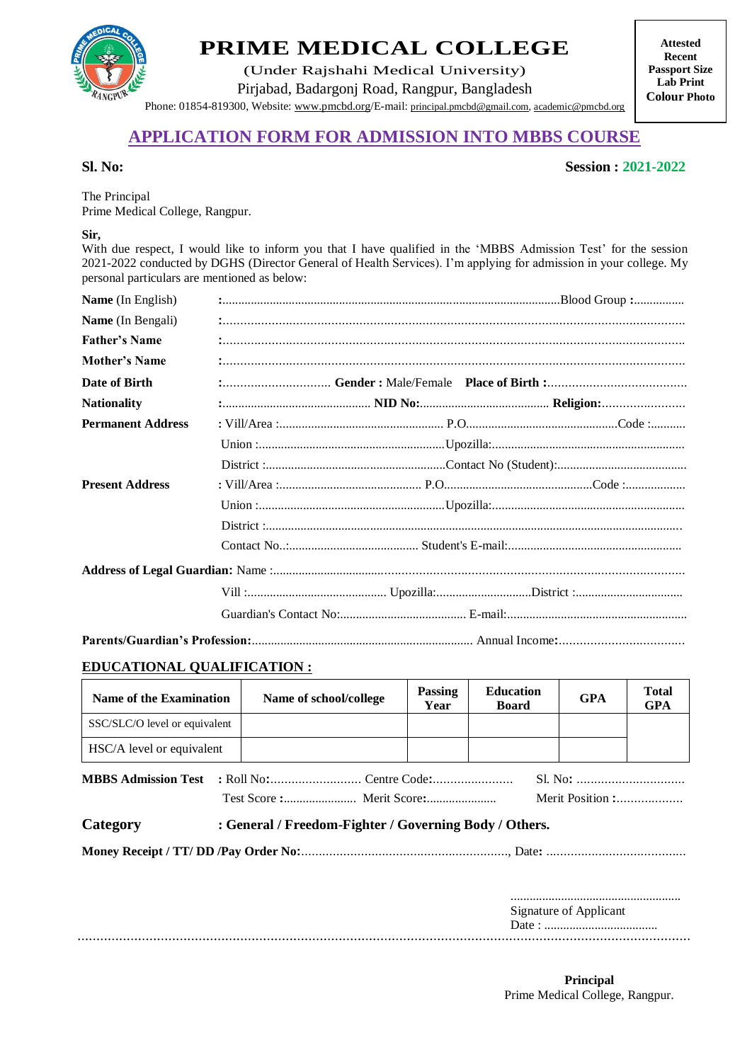# PRIME MEDICAL COLLEGE

(Under Rajshahi Medical University)

Pirjabad, Badargonj Road, Rangpur, Bangladesh

Phone: 01854-819300, Website: www.pmcbd.org/E-mail: principal.pmcbd@gmail.com, academic@pmcbd.org

**Attested Recent Passport Size Lab Print Colour Photo**

## APPLICATION FORM FOR ADMISSION INTO MBBS COURSE

**Sl. No:**

**Session : 2021-2022**

The Principal
Prime Medical College, Rangpur.

**Sir,**
With due respect, I would like to inform you that I have qualified in the 'MBBS Admission Test' for the session 2021-2022 conducted by DGHS (Director General of Health Services). I'm applying for admission in your college. My personal particulars are mentioned as below:

**Name** (In English) :............................................................................................................Blood Group **:**................

**Name** (In Bengali) :....................................................................................................................................

**Father's Name** :....................................................................................................................................

**Mother's Name** :....................................................................................................................................

**Date of Birth** :............................... **Gender :** Male/Female **Place of Birth :**........................................

**Nationality** :.............................................. **NID No:**........................................ **Religion:**........................

**Permanent Address** : Vill/Area :.................................................... P.O...............................................Code :...........

Union :...........................................................Upozilla:............................................................

District :.........................................................Contact No (Student):.........................................

**Present Address** : Vill/Area :............................................. P.O.............................................Code :...................

Union :...........................................................Upozilla:............................................................

District :..................................................................................................................................

Contact No..:......................................... Student's E-mail:......................................................

**Address of Legal Guardian:** Name :.......................................................................................................................

Vill :............................................ Upozilla:..............................District :..................................

Guardian's Contact No:........................................ E-mail:........................................................

**Parents/Guardian's Profession:**..................................................................... Annual Income**:**...................................

## EDUCATIONAL QUALIFICATION :

| Name of the Examination | Name of school/college | Passing Year | Education Board | GPA | Total GPA |
|---|---|---|---|---|---|
| SSC/SLC/O level or equivalent | | | | | |
| HSC/A level or equivalent | | | | | |

**MBBS Admission Test** : Roll No:.......................... Centre Code**:**...................... Sl. No**:** ...............................

Test Score **:**...................... Merit Score**:**..................... Merit Position **:**..................

**Category** **: General / Freedom-Fighter / Governing Body / Others.**

**Money Receipt / TT/ DD /Pay Order No:**..........................................................., Date**:** .......................................

.....................................................
Signature of Applicant
Date : ....................................

..........................................................................................................................................................

**Principal**
Prime Medical College, Rangpur.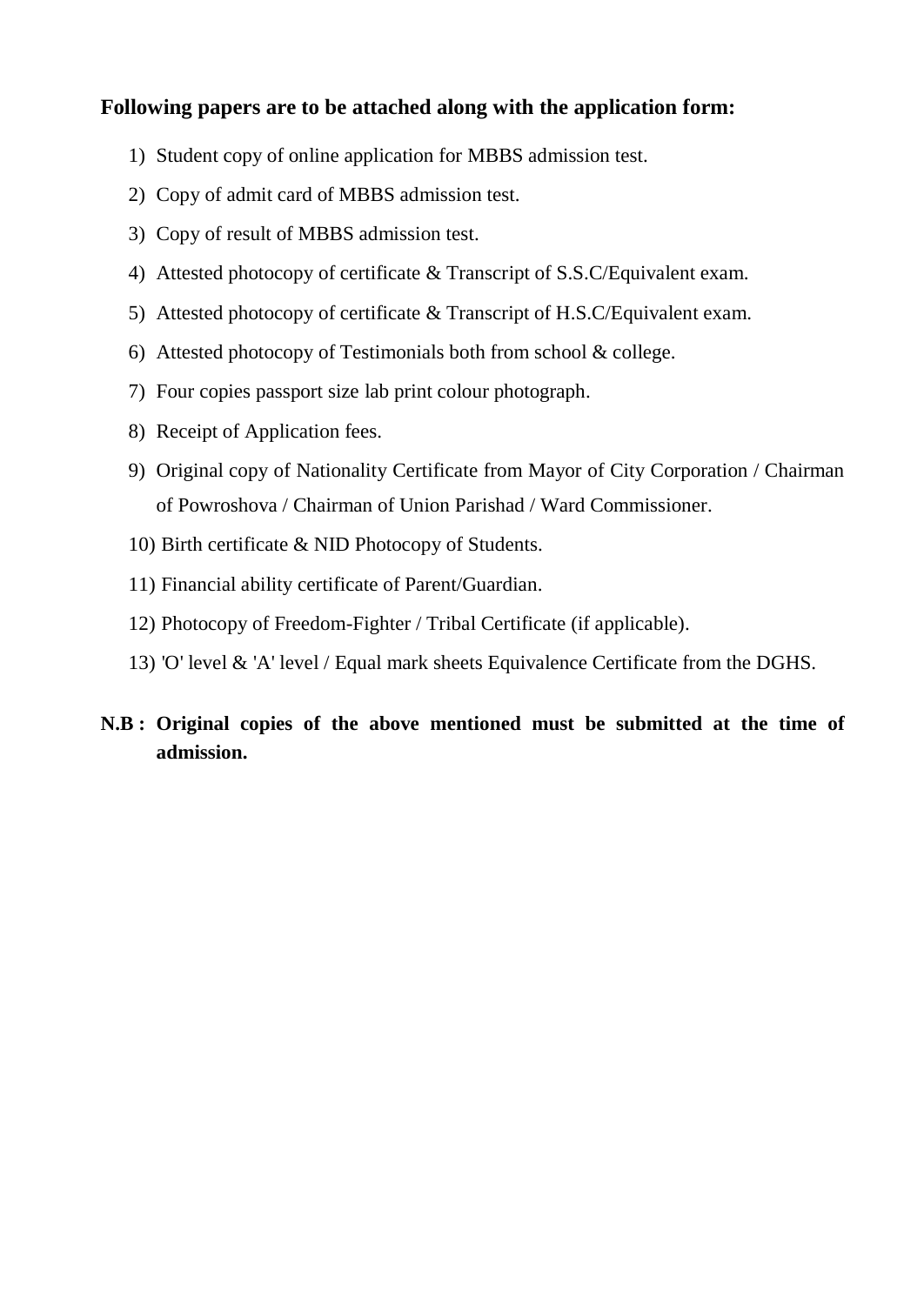**Following papers are to be attached along with the application form:**

1) Student copy of online application for MBBS admission test.
2) Copy of admit card of MBBS admission test.
3) Copy of result of MBBS admission test.
4) Attested photocopy of certificate & Transcript of S.S.C/Equivalent exam.
5) Attested photocopy of certificate & Transcript of H.S.C/Equivalent exam.
6) Attested photocopy of Testimonials both from school & college.
7) Four copies passport size lab print colour photograph.
8) Receipt of Application fees.
9) Original copy of Nationality Certificate from Mayor of City Corporation / Chairman of Powroshova / Chairman of Union Parishad / Ward Commissioner.
10) Birth certificate & NID Photocopy of Students.
11) Financial ability certificate of Parent/Guardian.
12) Photocopy of Freedom-Fighter / Tribal Certificate (if applicable).
13) 'O' level & 'A' level / Equal mark sheets Equivalence Certificate from the DGHS.

**N.B : Original copies of the above mentioned must be submitted at the time of admission.**